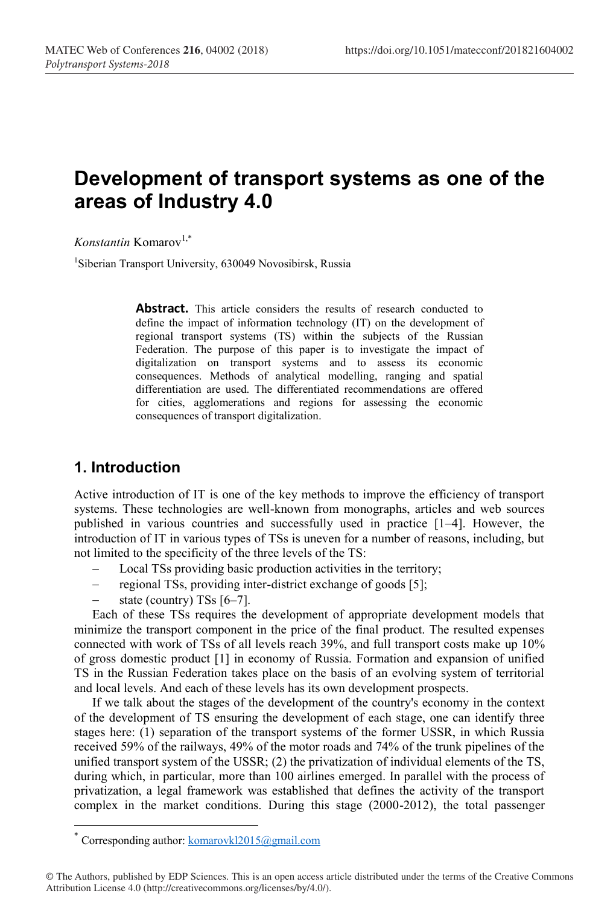# Development of transport systems as one of the areas of Industry 4.0

*Konstantin* Komarov[1,*]

[1]Siberian Transport University, 630049 Novosibirsk, Russia

**Abstract.** This article considers the results of research conducted to define the impact of information technology (IT) on the development of regional transport systems (TS) within the subjects of the Russian Federation. The purpose of this paper is to investigate the impact of digitalization on transport systems and to assess its economic consequences. Methods of analytical modelling, ranging and spatial differentiation are used. The differentiated recommendations are offered for cities, agglomerations and regions for assessing the economic consequences of transport digitalization.

## 1. Introduction

Active introduction of IT is one of the key methods to improve the efficiency of transport systems. These technologies are well-known from monographs, articles and web sources published in various countries and successfully used in practice [1–4]. However, the introduction of IT in various types of TSs is uneven for a number of reasons, including, but not limited to the specificity of the three levels of the TS:

- Local TSs providing basic production activities in the territory;
- regional TSs, providing inter-district exchange of goods [5];
- state (country) TSs [6–7].

Each of these TSs requires the development of appropriate development models that minimize the transport component in the price of the final product. The resulted expenses connected with work of TSs of all levels reach 39%, and full transport costs make up 10% of gross domestic product [1] in economy of Russia. Formation and expansion of unified TS in the Russian Federation takes place on the basis of an evolving system of territorial and local levels. And each of these levels has its own development prospects.

If we talk about the stages of the development of the country's economy in the context of the development of TS ensuring the development of each stage, one can identify three stages here: (1) separation of the transport systems of the former USSR, in which Russia received 59% of the railways, 49% of the motor roads and 74% of the trunk pipelines of the unified transport system of the USSR; (2) the privatization of individual elements of the TS, during which, in particular, more than 100 airlines emerged. In parallel with the process of privatization, a legal framework was established that defines the activity of the transport complex in the market conditions. During this stage (2000-2012), the total passenger

[*] Corresponding author: komarovkl2015@gmail.com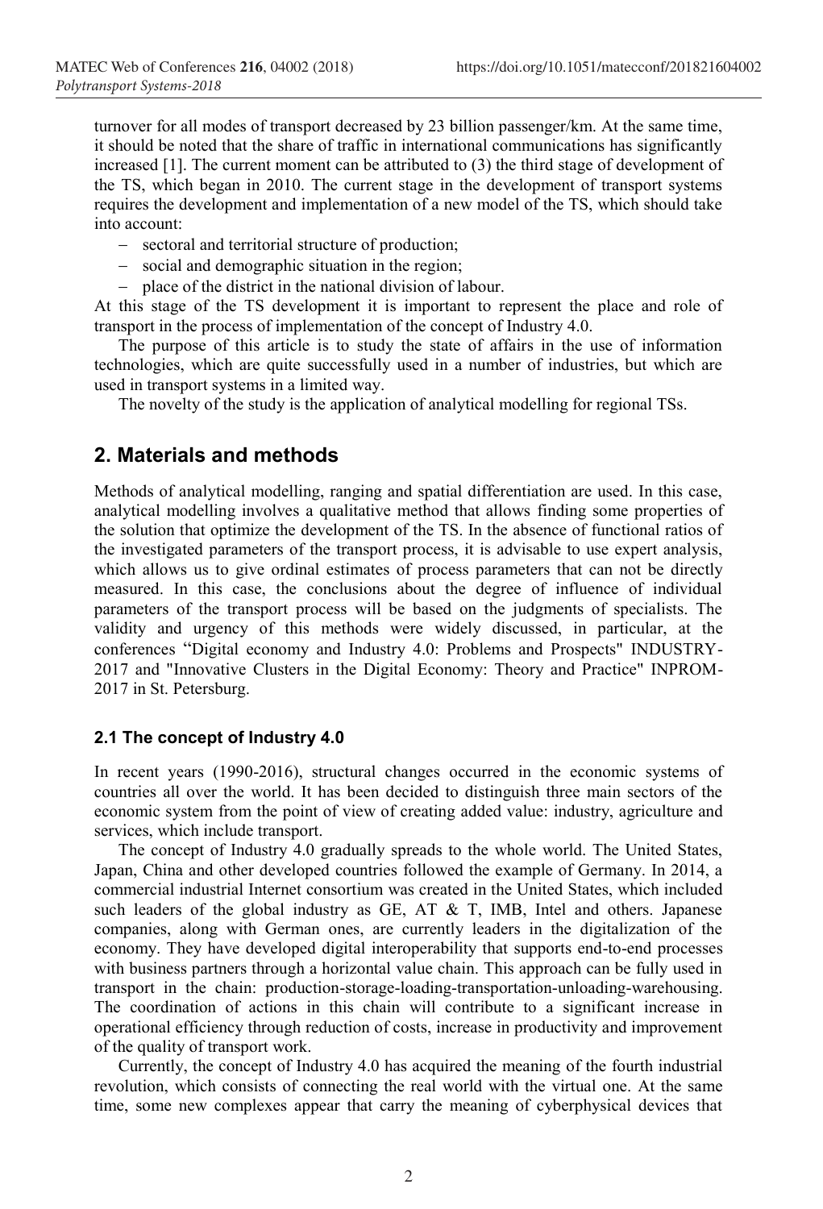turnover for all modes of transport decreased by 23 billion passenger/km. At the same time, it should be noted that the share of traffic in international communications has significantly increased [1]. The current moment can be attributed to (3) the third stage of development of the TS, which began in 2010. The current stage in the development of transport systems requires the development and implementation of a new model of the TS, which should take into account:

- sectoral and territorial structure of production;
- social and demographic situation in the region;
- place of the district in the national division of labour.

At this stage of the TS development it is important to represent the place and role of transport in the process of implementation of the concept of Industry 4.0.

The purpose of this article is to study the state of affairs in the use of information technologies, which are quite successfully used in a number of industries, but which are used in transport systems in a limited way.

The novelty of the study is the application of analytical modelling for regional TSs.

## 2. Materials and methods

Methods of analytical modelling, ranging and spatial differentiation are used. In this case, analytical modelling involves a qualitative method that allows finding some properties of the solution that optimize the development of the TS. In the absence of functional ratios of the investigated parameters of the transport process, it is advisable to use expert analysis, which allows us to give ordinal estimates of process parameters that can not be directly measured. In this case, the conclusions about the degree of influence of individual parameters of the transport process will be based on the judgments of specialists. The validity and urgency of this methods were widely discussed, in particular, at the conferences "Digital economy and Industry 4.0: Problems and Prospects" INDUSTRY-2017 and "Innovative Clusters in the Digital Economy: Theory and Practice" INPROM-2017 in St. Petersburg.

### 2.1 The concept of Industry 4.0

In recent years (1990-2016), structural changes occurred in the economic systems of countries all over the world. It has been decided to distinguish three main sectors of the economic system from the point of view of creating added value: industry, agriculture and services, which include transport.

The concept of Industry 4.0 gradually spreads to the whole world. The United States, Japan, China and other developed countries followed the example of Germany. In 2014, a commercial industrial Internet consortium was created in the United States, which included such leaders of the global industry as GE, AT & T, IMB, Intel and others. Japanese companies, along with German ones, are currently leaders in the digitalization of the economy. They have developed digital interoperability that supports end-to-end processes with business partners through a horizontal value chain. This approach can be fully used in transport in the chain: production-storage-loading-transportation-unloading-warehousing. The coordination of actions in this chain will contribute to a significant increase in operational efficiency through reduction of costs, increase in productivity and improvement of the quality of transport work.

Currently, the concept of Industry 4.0 has acquired the meaning of the fourth industrial revolution, which consists of connecting the real world with the virtual one. At the same time, some new complexes appear that carry the meaning of cyberphysical devices that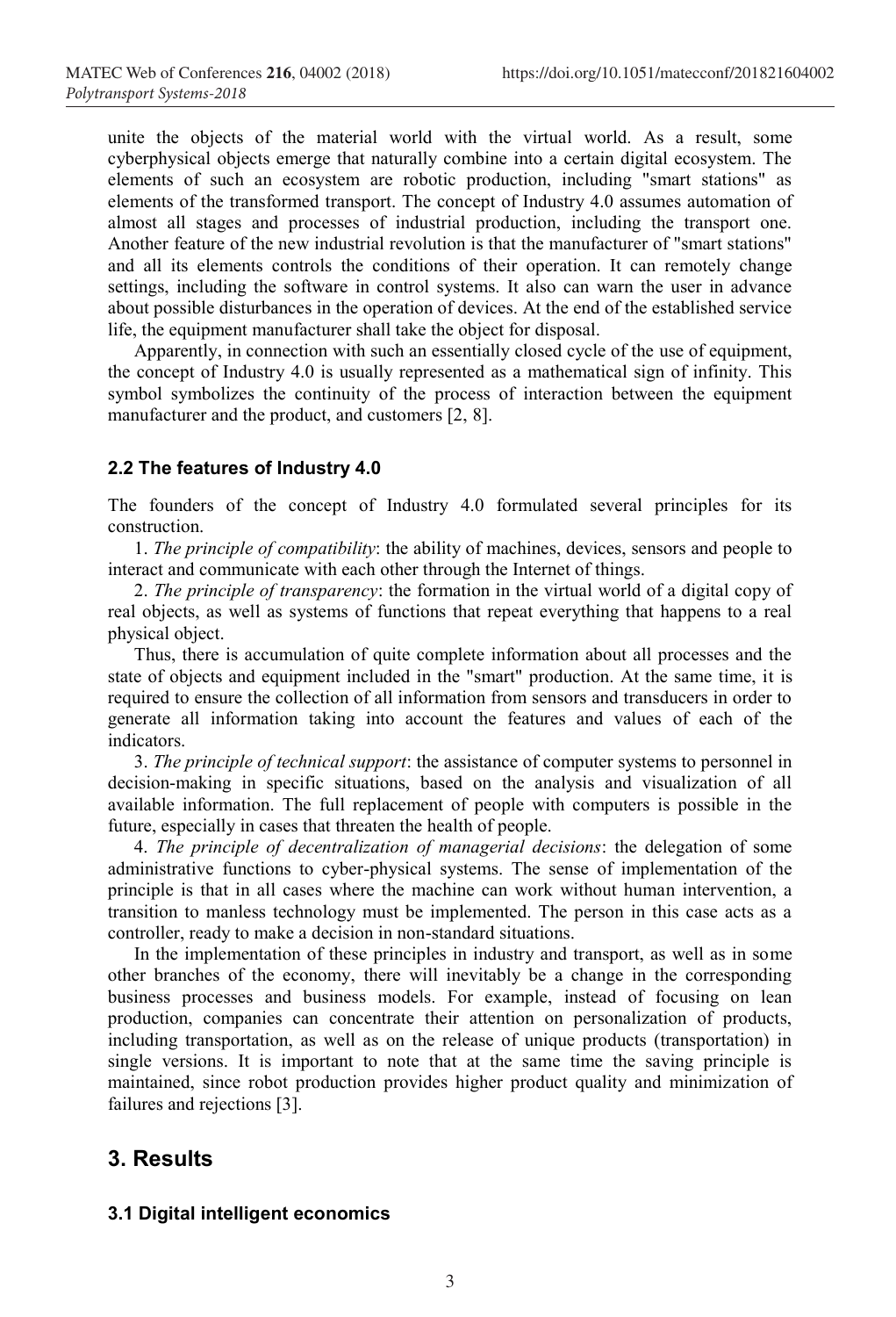unite the objects of the material world with the virtual world. As a result, some cyberphysical objects emerge that naturally combine into a certain digital ecosystem. The elements of such an ecosystem are robotic production, including "smart stations" as elements of the transformed transport. The concept of Industry 4.0 assumes automation of almost all stages and processes of industrial production, including the transport one. Another feature of the new industrial revolution is that the manufacturer of "smart stations" and all its elements controls the conditions of their operation. It can remotely change settings, including the software in control systems. It also can warn the user in advance about possible disturbances in the operation of devices. At the end of the established service life, the equipment manufacturer shall take the object for disposal.

Apparently, in connection with such an essentially closed cycle of the use of equipment, the concept of Industry 4.0 is usually represented as a mathematical sign of infinity. This symbol symbolizes the continuity of the process of interaction between the equipment manufacturer and the product, and customers [2, 8].

### 2.2 The features of Industry 4.0

The founders of the concept of Industry 4.0 formulated several principles for its construction.

1. *The principle of compatibility*: the ability of machines, devices, sensors and people to interact and communicate with each other through the Internet of things.

2. *The principle of transparency*: the formation in the virtual world of a digital copy of real objects, as well as systems of functions that repeat everything that happens to a real physical object.

Thus, there is accumulation of quite complete information about all processes and the state of objects and equipment included in the "smart" production. At the same time, it is required to ensure the collection of all information from sensors and transducers in order to generate all information taking into account the features and values of each of the indicators.

3. *The principle of technical support*: the assistance of computer systems to personnel in decision-making in specific situations, based on the analysis and visualization of all available information. The full replacement of people with computers is possible in the future, especially in cases that threaten the health of people.

4. *The principle of decentralization of managerial decisions*: the delegation of some administrative functions to cyber-physical systems. The sense of implementation of the principle is that in all cases where the machine can work without human intervention, a transition to manless technology must be implemented. The person in this case acts as a controller, ready to make a decision in non-standard situations.

In the implementation of these principles in industry and transport, as well as in some other branches of the economy, there will inevitably be a change in the corresponding business processes and business models. For example, instead of focusing on lean production, companies can concentrate their attention on personalization of products, including transportation, as well as on the release of unique products (transportation) in single versions. It is important to note that at the same time the saving principle is maintained, since robot production provides higher product quality and minimization of failures and rejections [3].

## 3. Results

### 3.1 Digital intelligent economics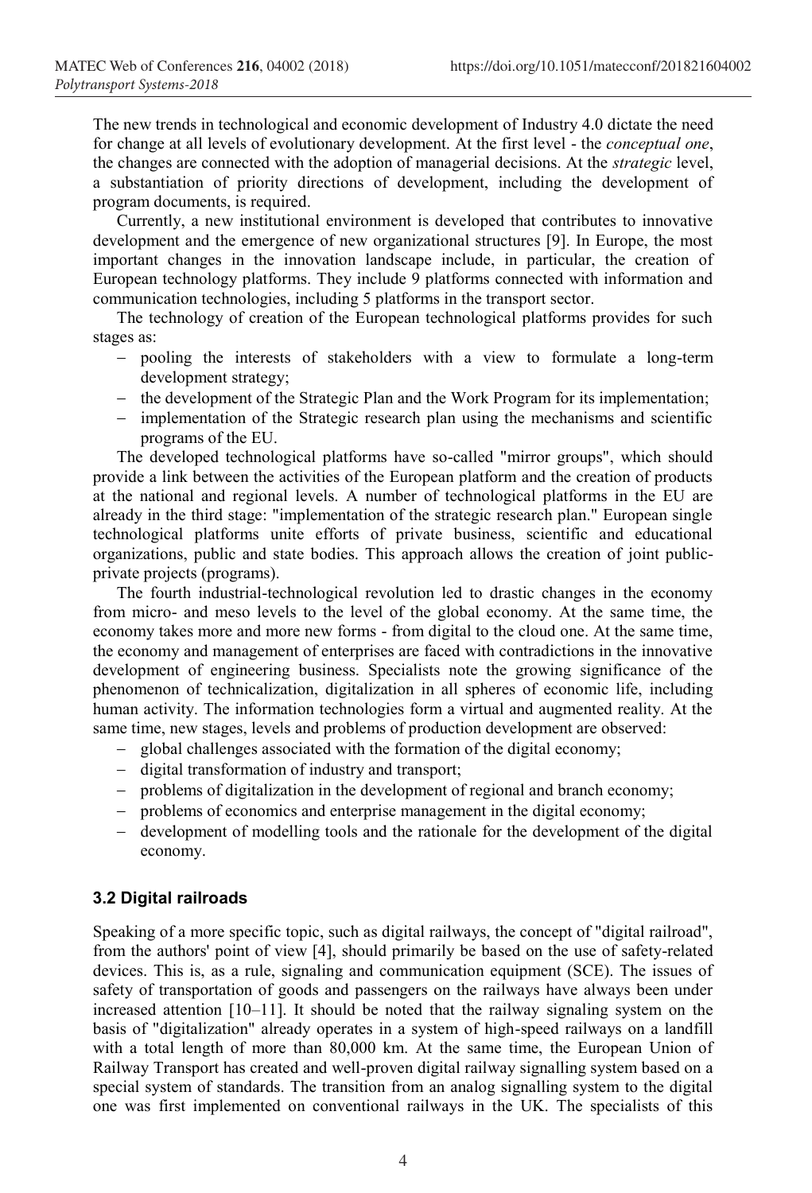The new trends in technological and economic development of Industry 4.0 dictate the need for change at all levels of evolutionary development. At the first level - the *conceptual one*, the changes are connected with the adoption of managerial decisions. At the *strategic* level, a substantiation of priority directions of development, including the development of program documents, is required.

Currently, a new institutional environment is developed that contributes to innovative development and the emergence of new organizational structures [9]. In Europe, the most important changes in the innovation landscape include, in particular, the creation of European technology platforms. They include 9 platforms connected with information and communication technologies, including 5 platforms in the transport sector.

The technology of creation of the European technological platforms provides for such stages as:

- pooling the interests of stakeholders with a view to formulate a long-term development strategy;
- the development of the Strategic Plan and the Work Program for its implementation;
- implementation of the Strategic research plan using the mechanisms and scientific programs of the EU.

The developed technological platforms have so-called "mirror groups", which should provide a link between the activities of the European platform and the creation of products at the national and regional levels. A number of technological platforms in the EU are already in the third stage: "implementation of the strategic research plan." European single technological platforms unite efforts of private business, scientific and educational organizations, public and state bodies. This approach allows the creation of joint public-private projects (programs).

The fourth industrial-technological revolution led to drastic changes in the economy from micro- and meso levels to the level of the global economy. At the same time, the economy takes more and more new forms - from digital to the cloud one. At the same time, the economy and management of enterprises are faced with contradictions in the innovative development of engineering business. Specialists note the growing significance of the phenomenon of technicalization, digitalization in all spheres of economic life, including human activity. The information technologies form a virtual and augmented reality. At the same time, new stages, levels and problems of production development are observed:

- global challenges associated with the formation of the digital economy;
- digital transformation of industry and transport;
- problems of digitalization in the development of regional and branch economy;
- problems of economics and enterprise management in the digital economy;
- development of modelling tools and the rationale for the development of the digital economy.

### 3.2 Digital railroads

Speaking of a more specific topic, such as digital railways, the concept of "digital railroad", from the authors' point of view [4], should primarily be based on the use of safety-related devices. This is, as a rule, signaling and communication equipment (SCE). The issues of safety of transportation of goods and passengers on the railways have always been under increased attention [10–11]. It should be noted that the railway signaling system on the basis of "digitalization" already operates in a system of high-speed railways on a landfill with a total length of more than 80,000 km. At the same time, the European Union of Railway Transport has created and well-proven digital railway signalling system based on a special system of standards. The transition from an analog signalling system to the digital one was first implemented on conventional railways in the UK. The specialists of this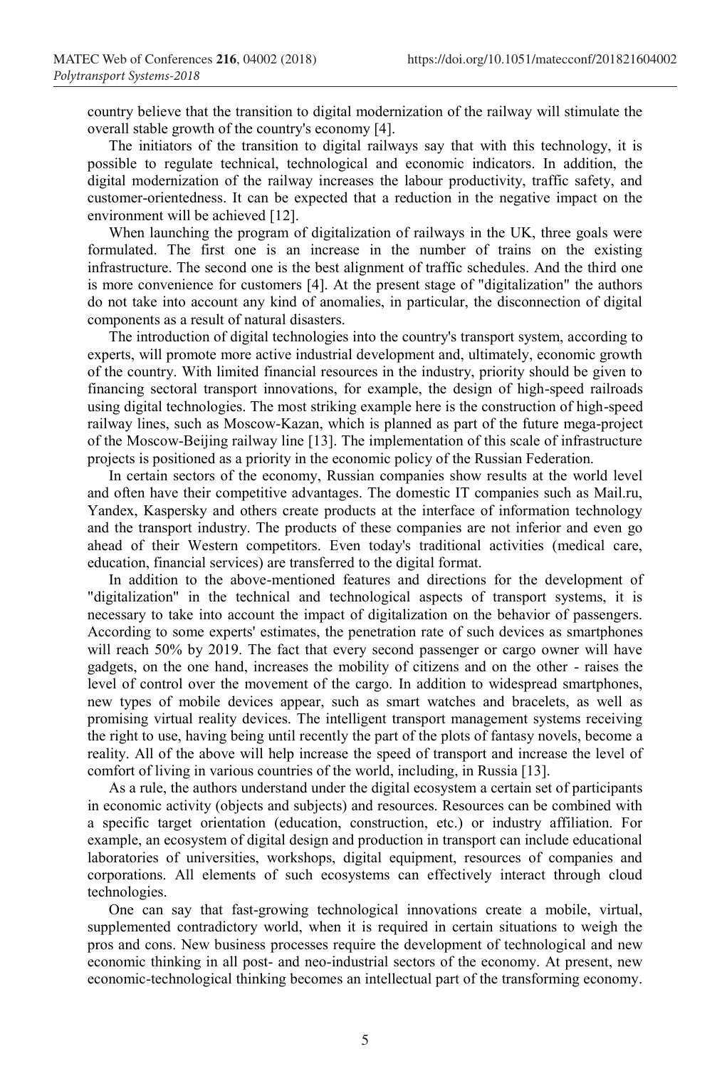country believe that the transition to digital modernization of the railway will stimulate the overall stable growth of the country's economy [4].

The initiators of the transition to digital railways say that with this technology, it is possible to regulate technical, technological and economic indicators. In addition, the digital modernization of the railway increases the labour productivity, traffic safety, and customer-orientedness. It can be expected that a reduction in the negative impact on the environment will be achieved [12].

When launching the program of digitalization of railways in the UK, three goals were formulated. The first one is an increase in the number of trains on the existing infrastructure. The second one is the best alignment of traffic schedules. And the third one is more convenience for customers [4]. At the present stage of "digitalization" the authors do not take into account any kind of anomalies, in particular, the disconnection of digital components as a result of natural disasters.

The introduction of digital technologies into the country's transport system, according to experts, will promote more active industrial development and, ultimately, economic growth of the country. With limited financial resources in the industry, priority should be given to financing sectoral transport innovations, for example, the design of high-speed railroads using digital technologies. The most striking example here is the construction of high-speed railway lines, such as Moscow-Kazan, which is planned as part of the future mega-project of the Moscow-Beijing railway line [13]. The implementation of this scale of infrastructure projects is positioned as a priority in the economic policy of the Russian Federation.

In certain sectors of the economy, Russian companies show results at the world level and often have their competitive advantages. The domestic IT companies such as Mail.ru, Yandex, Kaspersky and others create products at the interface of information technology and the transport industry. The products of these companies are not inferior and even go ahead of their Western competitors. Even today's traditional activities (medical care, education, financial services) are transferred to the digital format.

In addition to the above-mentioned features and directions for the development of "digitalization" in the technical and technological aspects of transport systems, it is necessary to take into account the impact of digitalization on the behavior of passengers. According to some experts' estimates, the penetration rate of such devices as smartphones will reach 50% by 2019. The fact that every second passenger or cargo owner will have gadgets, on the one hand, increases the mobility of citizens and on the other - raises the level of control over the movement of the cargo. In addition to widespread smartphones, new types of mobile devices appear, such as smart watches and bracelets, as well as promising virtual reality devices. The intelligent transport management systems receiving the right to use, having being until recently the part of the plots of fantasy novels, become a reality. All of the above will help increase the speed of transport and increase the level of comfort of living in various countries of the world, including, in Russia [13].

As a rule, the authors understand under the digital ecosystem a certain set of participants in economic activity (objects and subjects) and resources. Resources can be combined with a specific target orientation (education, construction, etc.) or industry affiliation. For example, an ecosystem of digital design and production in transport can include educational laboratories of universities, workshops, digital equipment, resources of companies and corporations. All elements of such ecosystems can effectively interact through cloud technologies.

One can say that fast-growing technological innovations create a mobile, virtual, supplemented contradictory world, when it is required in certain situations to weigh the pros and cons. New business processes require the development of technological and new economic thinking in all post- and neo-industrial sectors of the economy. At present, new economic-technological thinking becomes an intellectual part of the transforming economy.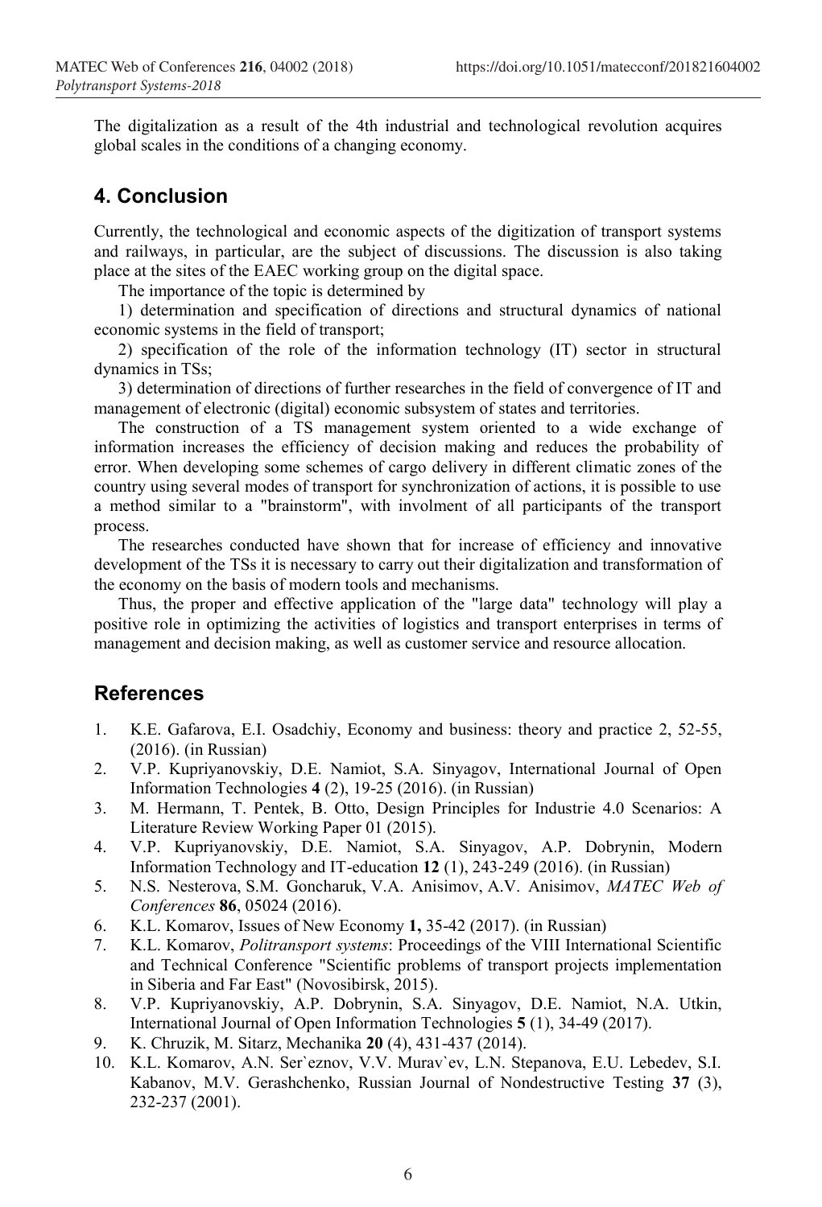The digitalization as a result of the 4th industrial and technological revolution acquires global scales in the conditions of a changing economy.

## 4. Conclusion

Currently, the technological and economic aspects of the digitization of transport systems and railways, in particular, are the subject of discussions. The discussion is also taking place at the sites of the EAEC working group on the digital space.

The importance of the topic is determined by

1) determination and specification of directions and structural dynamics of national economic systems in the field of transport;

2) specification of the role of the information technology (IT) sector in structural dynamics in TSs;

3) determination of directions of further researches in the field of convergence of IT and management of electronic (digital) economic subsystem of states and territories.

The construction of a TS management system oriented to a wide exchange of information increases the efficiency of decision making and reduces the probability of error. When developing some schemes of cargo delivery in different climatic zones of the country using several modes of transport for synchronization of actions, it is possible to use a method similar to a "brainstorm", with involment of all participants of the transport process.

The researches conducted have shown that for increase of efficiency and innovative development of the TSs it is necessary to carry out their digitalization and transformation of the economy on the basis of modern tools and mechanisms.

Thus, the proper and effective application of the "large data" technology will play a positive role in optimizing the activities of logistics and transport enterprises in terms of management and decision making, as well as customer service and resource allocation.

## References

1. K.E. Gafarova, E.I. Osadchiy, Economy and business: theory and practice 2, 52-55, (2016). (in Russian)
2. V.P. Kupriyanovskiy, D.E. Namiot, S.A. Sinyagov, International Journal of Open Information Technologies **4** (2), 19-25 (2016). (in Russian)
3. M. Hermann, T. Pentek, B. Otto, Design Principles for Industrie 4.0 Scenarios: A Literature Review Working Paper 01 (2015).
4. V.P. Kupriyanovskiy, D.E. Namiot, S.A. Sinyagov, A.P. Dobrynin, Modern Information Technology and IT-education **12** (1), 243-249 (2016). (in Russian)
5. N.S. Nesterova, S.M. Goncharuk, V.A. Anisimov, A.V. Anisimov, *MATEC Web of Conferences* **86**, 05024 (2016).
6. K.L. Komarov, Issues of New Economy **1,** 35-42 (2017). (in Russian)
7. K.L. Komarov, *Politransport systems*: Proceedings of the VIII International Scientific and Technical Conference "Scientific problems of transport projects implementation in Siberia and Far East" (Novosibirsk, 2015).
8. V.P. Kupriyanovskiy, A.P. Dobrynin, S.A. Sinyagov, D.E. Namiot, N.A. Utkin, International Journal of Open Information Technologies **5** (1), 34-49 (2017).
9. K. Chruzik, M. Sitarz, Mechanika **20** (4), 431-437 (2014).
10. K.L. Komarov, A.N. Ser`eznov, V.V. Murav`ev, L.N. Stepanova, E.U. Lebedev, S.I. Kabanov, M.V. Gerashchenko, Russian Journal of Nondestructive Testing **37** (3), 232-237 (2001).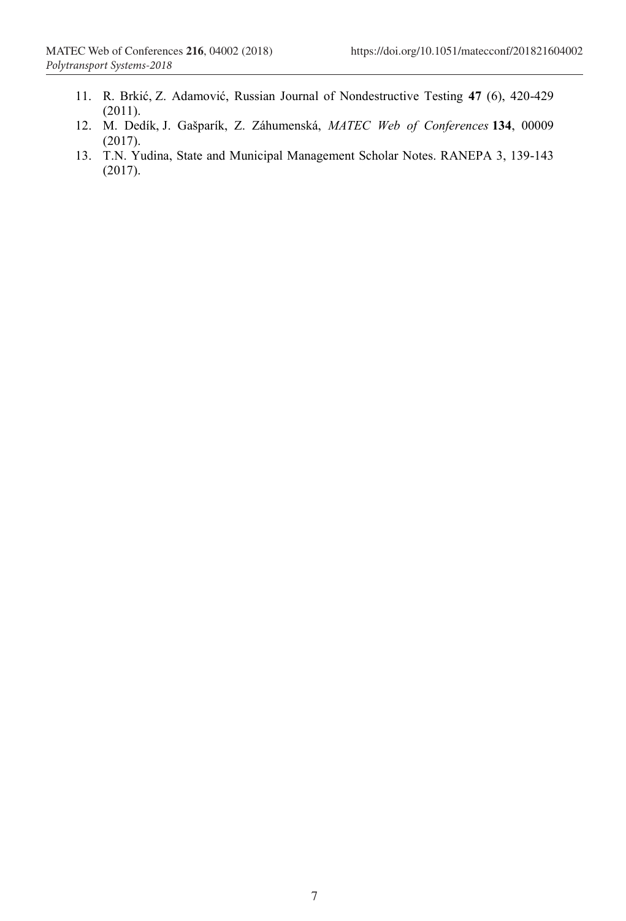11. R. Brkić, Z. Adamović, Russian Journal of Nondestructive Testing **47** (6), 420-429 (2011).
12. M. Dedík, J. Gašparík, Z. Záhumenská, *MATEC Web of Conferences* **134**, 00009 (2017).
13. T.N. Yudina, State and Municipal Management Scholar Notes. RANEPA 3, 139-143 (2017).